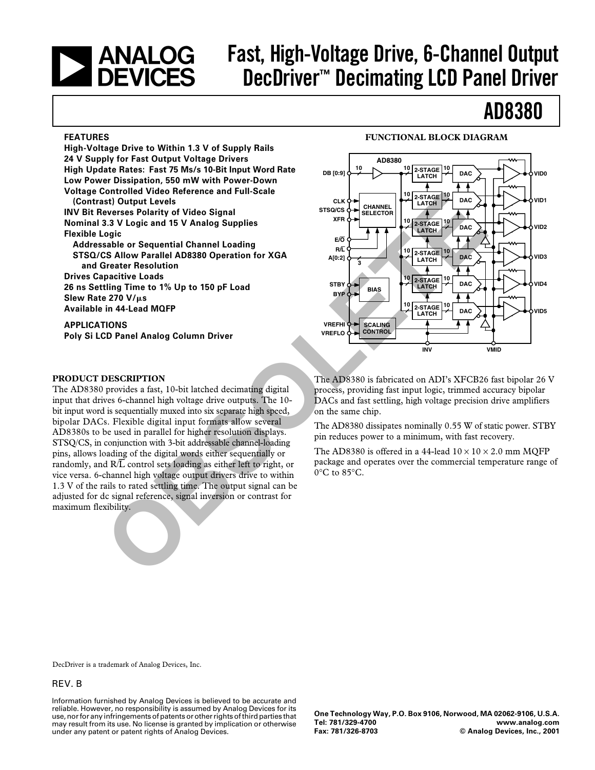# Fast, High-Voltage Drive, 6-Channel Output DecDriver™ Decimating LCD Panel Driver

# AD8380

## FEATURES

**High-Voltage Drive to Within 1.3 V of Supply Rails**
**24 V Supply for Fast Output Voltage Drivers**
**High Update Rates: Fast 75 Ms/s 10-Bit Input Word Rate**
**Low Power Dissipation, 550 mW with Power-Down**
**Voltage Controlled Video Reference and Full-Scale (Contrast) Output Levels**
**INV Bit Reverses Polarity of Video Signal**
**Nominal 3.3 V Logic and 15 V Analog Supplies**
**Flexible Logic**
- **Addressable or Sequential Channel Loading**
- **STSQ/CS Allow Parallel AD8380 Operation for XGA and Greater Resolution**

**Drives Capacitive Loads**
**26 ns Settling Time to 1% Up to 150 pF Load**
**Slew Rate 270 V/μs**
**Available in 44-Lead MQFP**

## APPLICATIONS

**Poly Si LCD Panel Analog Column Driver**

## FUNCTIONAL BLOCK DIAGRAM

## PRODUCT DESCRIPTION

The AD8380 provides a fast, 10-bit latched decimating digital input that drives 6-channel high voltage drive outputs. The 10-bit input word is sequentially muxed into six separate high speed, bipolar DACs. Flexible digital input formats allow several AD8380s to be used in parallel for higher resolution displays. STSQ/CS, in conjunction with 3-bit addressable channel-loading pins, allows loading of the digital words either sequentially or randomly, and R/L̄ control sets loading as either left to right, or vice versa. 6-channel high voltage output drivers drive to within 1.3 V of the rails to rated settling time. The output signal can be adjusted for dc signal reference, signal inversion or contrast for maximum flexibility.

The AD8380 is fabricated on ADI's XFCB26 fast bipolar 26 V process, providing fast input logic, trimmed accuracy bipolar DACs and fast settling, high voltage precision drive amplifiers on the same chip.

The AD8380 dissipates nominally 0.55 W of static power. STBY pin reduces power to a minimum, with fast recovery.

The AD8380 is offered in a 44-lead 10 × 10 × 2.0 mm MQFP package and operates over the commercial temperature range of 0°C to 85°C.

DecDriver is a trademark of Analog Devices, Inc.

REV. B

Information furnished by Analog Devices is believed to be accurate and reliable. However, no responsibility is assumed by Analog Devices for its use, nor for any infringements of patents or other rights of third parties that may result from its use. No license is granted by implication or otherwise under any patent or patent rights of Analog Devices.

One Technology Way, P.O. Box 9106, Norwood, MA 02062-9106, U.S.A.
Tel: 781/329-4700 www.analog.com
Fax: 781/326-8703 © Analog Devices, Inc., 2001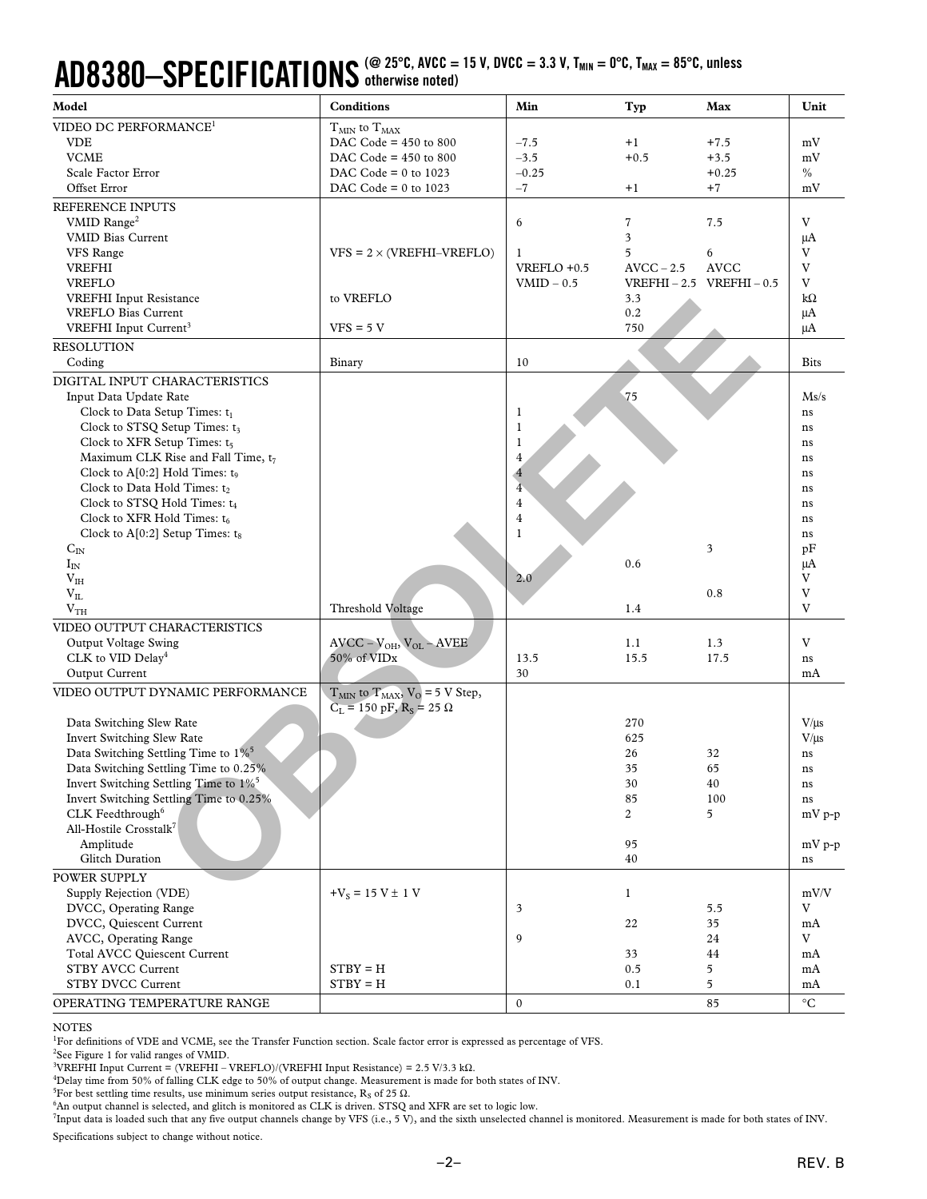# AD8380–SPECIFICATIONS (@ 25°C, AVCC = 15 V, DVCC = 3.3 V, $T_{MIN}$ = 0°C, $T_{MAX}$ = 85°C, unless otherwise noted)

| Model | Conditions | Min | Typ | Max | Unit |
|---|---|---|---|---|---|
| VIDEO DC PERFORMANCE[1] | $T_{MIN}$ to $T_{MAX}$ | | | | |
| VDE | DAC Code = 450 to 800 | –7.5 | +1 | +7.5 | mV |
| VCME | DAC Code = 450 to 800 | –3.5 | +0.5 | +3.5 | mV |
| Scale Factor Error | DAC Code = 0 to 1023 | –0.25 | | +0.25 | % |
| Offset Error | DAC Code = 0 to 1023 | –7 | +1 | +7 | mV |
| REFERENCE INPUTS | | | | | |
| VMID Range[2] | | 6 | 7 | 7.5 | V |
| VMID Bias Current | | | 3 | | μA |
| VFS Range | VFS = 2 × (VREFHI–VREFLO) | 1 | 5 | 6 | V |
| VREFHI | | VREFLO +0.5 | AVCC – 2.5 | AVCC | V |
| VREFLO | | VMID – 0.5 | VREFHI – 2.5 | VREFHI – 0.5 | V |
| VREFHI Input Resistance | to VREFLO | | 3.3 | | kΩ |
| VREFLO Bias Current | | | 0.2 | | μA |
| VREFHI Input Current[3] | VFS = 5 V | | 750 | | μA |
| RESOLUTION | | | | | |
| Coding | Binary | 10 | | | Bits |
| DIGITAL INPUT CHARACTERISTICS | | | | | |
| Input Data Update Rate | | | 75 | | Ms/s |
| Clock to Data Setup Times: $t_1$ | | 1 | | | ns |
| Clock to STSQ Setup Times: $t_3$ | | 1 | | | ns |
| Clock to XFR Setup Times: $t_5$ | | 1 | | | ns |
| Maximum CLK Rise and Fall Time, $t_7$ | | 4 | | | ns |
| Clock to A[0:2] Hold Times: $t_9$ | | 4 | | | ns |
| Clock to Data Hold Times: $t_2$ | | 4 | | | ns |
| Clock to STSQ Hold Times: $t_4$ | | 4 | | | ns |
| Clock to XFR Hold Times: $t_6$ | | 4 | | | ns |
| Clock to A[0:2] Setup Times: $t_8$ | | 1 | | | ns |
| $C_{IN}$ | | | | 3 | pF |
| $I_{IN}$ | | | 0.6 | | μA |
| $V_{IH}$ | | 2.0 | | | V |
| $V_{IL}$ | | | | 0.8 | V |
| $V_{TH}$ | Threshold Voltage | | 1.4 | | V |
| VIDEO OUTPUT CHARACTERISTICS | | | | | |
| Output Voltage Swing | AVCC – $V_{OH}$, $V_{OL}$ – AVEE | | 1.1 | 1.3 | V |
| CLK to VID Delay[4] | 50% of VIDx | 13.5 | 15.5 | 17.5 | ns |
| Output Current | | 30 | | | mA |
| VIDEO OUTPUT DYNAMIC PERFORMANCE | $T_{MIN}$ to $T_{MAX}$, $V_O$ = 5 V Step, $C_L$ = 150 pF, $R_S$ = 25 Ω | | | | |
| Data Switching Slew Rate | | | 270 | | V/μs |
| Invert Switching Slew Rate | | | 625 | | V/μs |
| Data Switching Settling Time to 1%[5] | | | 26 | 32 | ns |
| Data Switching Settling Time to 0.25% | | | 35 | 65 | ns |
| Invert Switching Settling Time to 1%[5] | | | 30 | 40 | ns |
| Invert Switching Settling Time to 0.25% | | | 85 | 100 | ns |
| CLK Feedthrough[6] | | | 2 | 5 | mV p-p |
| All-Hostile Crosstalk[7] | | | | | |
| Amplitude | | | 95 | | mV p-p |
| Glitch Duration | | | 40 | | ns |
| POWER SUPPLY | | | | | |
| Supply Rejection (VDE) | $+V_S$ = 15 V ± 1 V | | 1 | | mV/V |
| DVCC, Operating Range | | 3 | | 5.5 | V |
| DVCC, Quiescent Current | | | 22 | 35 | mA |
| AVCC, Operating Range | | 9 | | 24 | V |
| Total AVCC Quiescent Current | | | 33 | 44 | mA |
| STBY AVCC Current | STBY = H | | 0.5 | 5 | mA |
| STBY DVCC Current | STBY = H | | 0.1 | 5 | mA |
| OPERATING TEMPERATURE RANGE | | 0 | | 85 | °C |

NOTES

[1]For definitions of VDE and VCME, see the Transfer Function section. Scale factor error is expressed as percentage of VFS.

[2]See Figure 1 for valid ranges of VMID.

[3]VREFHI Input Current = (VREFHI – VREFLO)/(VREFHI Input Resistance) = 2.5 V/3.3 kΩ.

[4]Delay time from 50% of falling CLK edge to 50% of output change. Measurement is made for both states of INV.

[5]For best settling time results, use minimum series output resistance, $R_S$ of 25 Ω.

[6]An output channel is selected, and glitch is monitored as CLK is driven. STSQ and XFR are set to logic low.

[7]Input data is loaded such that any five output channels change by VFS (i.e., 5 V), and the sixth unselected channel is monitored. Measurement is made for both states of INV.

Specifications subject to change without notice.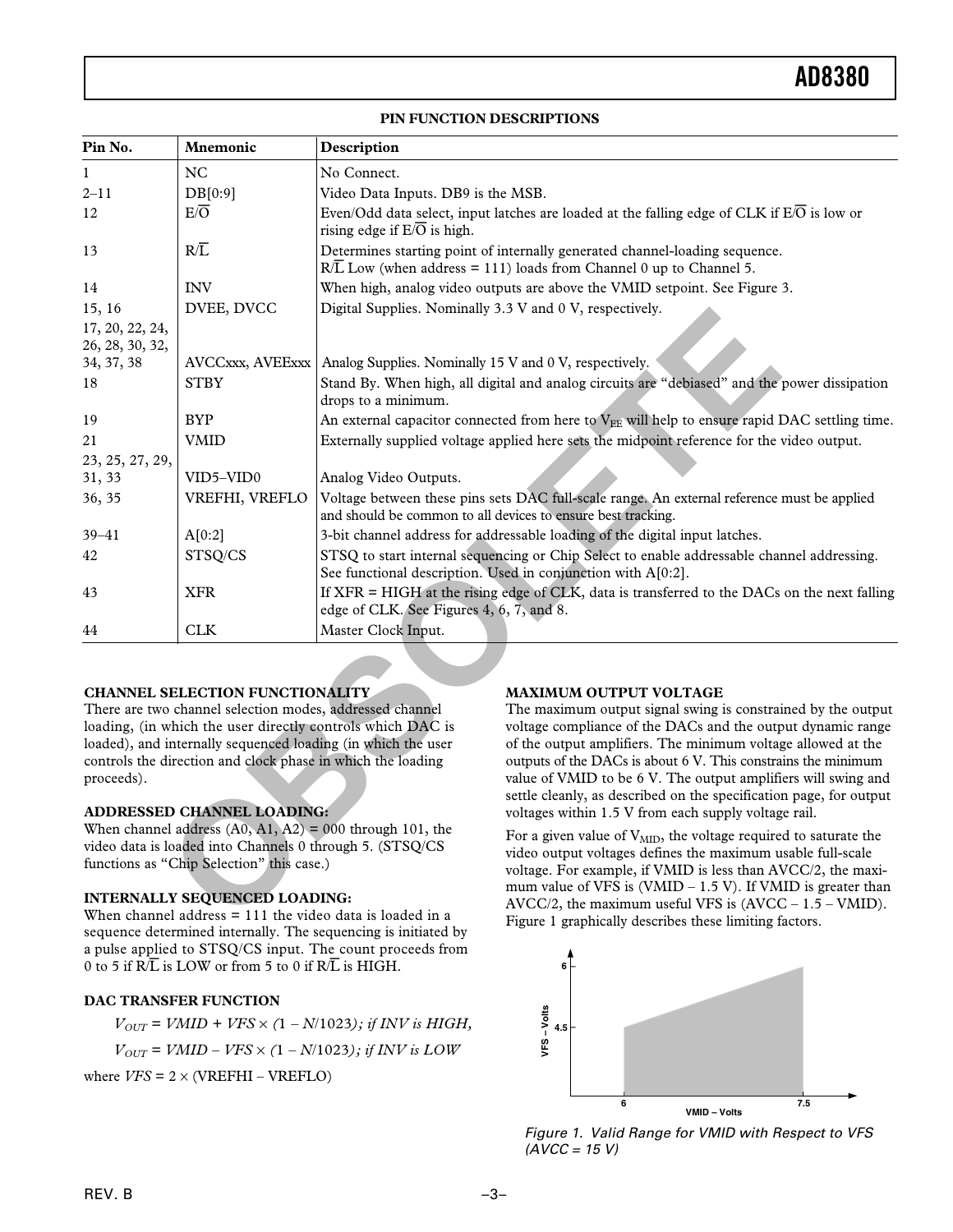## PIN FUNCTION DESCRIPTIONS

| Pin No. | Mnemonic | Description |
|---|---|---|
| 1 | NC | No Connect. |
| 2–11 | DB[0:9] | Video Data Inputs. DB9 is the MSB. |
| 12 | E/$\overline{O}$ | Even/Odd data select, input latches are loaded at the falling edge of CLK if E/$\overline{O}$ is low or rising edge if E/$\overline{O}$ is high. |
| 13 | R/$\overline{L}$ | Determines starting point of internally generated channel-loading sequence. R/$\overline{L}$ Low (when address = 111) loads from Channel 0 up to Channel 5. |
| 14 | INV | When high, analog video outputs are above the VMID setpoint. See Figure 3. |
| 15, 16 | DVEE, DVCC | Digital Supplies. Nominally 3.3 V and 0 V, respectively. |
| 17, 20, 22, 24, 26, 28, 30, 32, 34, 37, 38 | AVCCxxx, AVEExxx | Analog Supplies. Nominally 15 V and 0 V, respectively. |
| 18 | STBY | Stand By. When high, all digital and analog circuits are "debiased" and the power dissipation drops to a minimum. |
| 19 | BYP | An external capacitor connected from here to $V_{EE}$ will help to ensure rapid DAC settling time. |
| 21 | VMID | Externally supplied voltage applied here sets the midpoint reference for the video output. |
| 23, 25, 27, 29, 31, 33 | VID5–VID0 | Analog Video Outputs. |
| 36, 35 | VREFHI, VREFLO | Voltage between these pins sets DAC full-scale range. An external reference must be applied and should be common to all devices to ensure best tracking. |
| 39–41 | A[0:2] | 3-bit channel address for addressable loading of the digital input latches. |
| 42 | STSQ/CS | STSQ to start internal sequencing or Chip Select to enable addressable channel addressing. See functional description. Used in conjunction with A[0:2]. |
| 43 | XFR | If XFR = HIGH at the rising edge of CLK, data is transferred to the DACs on the next falling edge of CLK. See Figures 4, 6, 7, and 8. |
| 44 | CLK | Master Clock Input. |

### CHANNEL SELECTION FUNCTIONALITY

There are two channel selection modes, addressed channel loading, (in which the user directly controls which DAC is loaded), and internally sequenced loading (in which the user controls the direction and clock phase in which the loading proceeds).

### ADDRESSED CHANNEL LOADING:

When channel address (A0, A1, A2) = 000 through 101, the video data is loaded into Channels 0 through 5. (STSQ/CS functions as "Chip Selection" this case.)

### INTERNALLY SEQUENCED LOADING:

When channel address = 111 the video data is loaded in a sequence determined internally. The sequencing is initiated by a pulse applied to STSQ/CS input. The count proceeds from 0 to 5 if R/$\overline{L}$ is LOW or from 5 to 0 if R/$\overline{L}$ is HIGH.

### DAC TRANSFER FUNCTION

$$V_{OUT} = VMID + VFS \times (1 - N/1023)\text{; if } INV \text{ is } HIGH,$$

$$V_{OUT} = VMID - VFS \times (1 - N/1023)\text{; if } INV \text{ is } LOW$$

where $VFS = 2 \times (\text{VREFHI} - \text{VREFLO})$

### MAXIMUM OUTPUT VOLTAGE

The maximum output signal swing is constrained by the output voltage compliance of the DACs and the output dynamic range of the output amplifiers. The minimum voltage allowed at the outputs of the DACs is about 6 V. This constrains the minimum value of VMID to be 6 V. The output amplifiers will swing and settle cleanly, as described on the specification page, for output voltages within 1.5 V from each supply voltage rail.

For a given value of $V_{MID}$, the voltage required to saturate the video output voltages defines the maximum usable full-scale voltage. For example, if VMID is less than AVCC/2, the maximum value of VFS is (VMID – 1.5 V). If VMID is greater than AVCC/2, the maximum useful VFS is (AVCC – 1.5 – VMID). Figure 1 graphically describes these limiting factors.

*Figure 1. Valid Range for VMID with Respect to VFS (AVCC = 15 V)*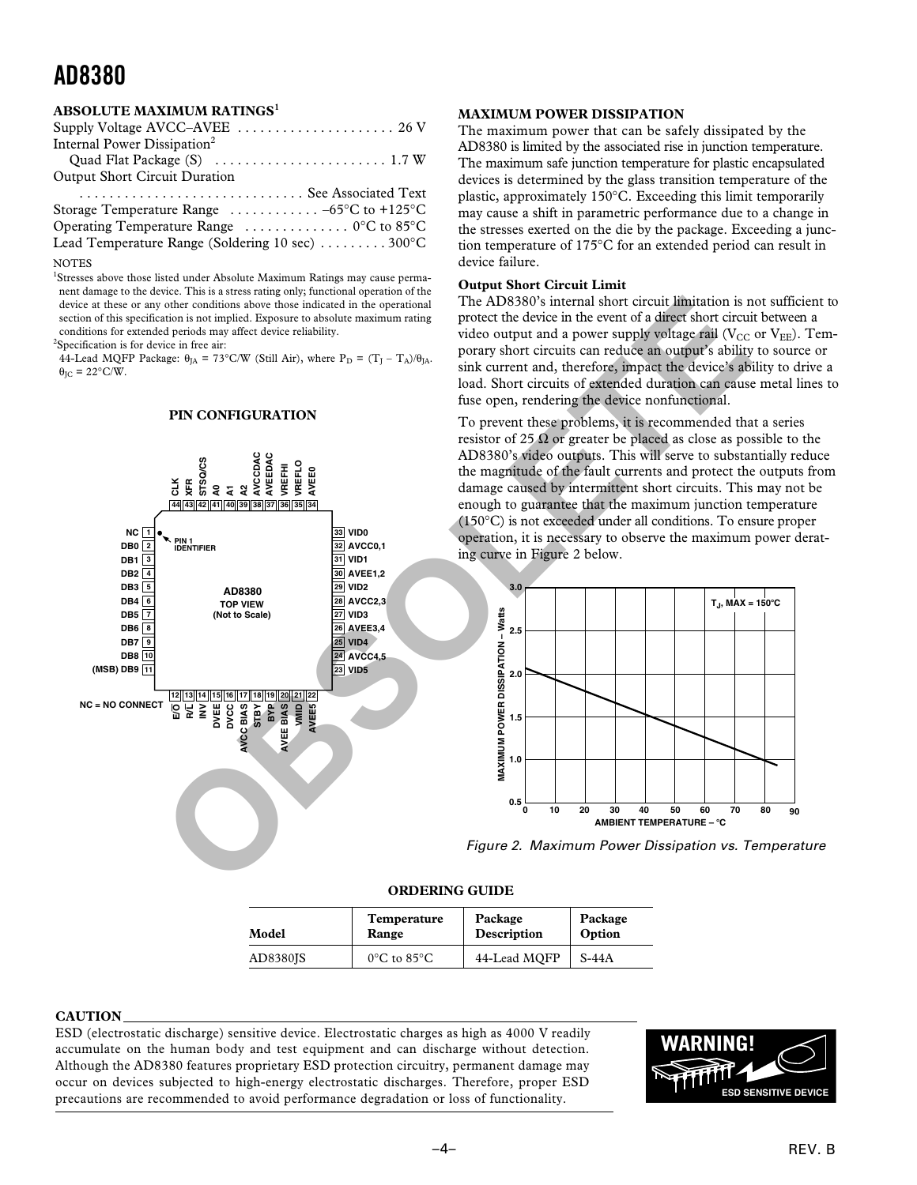## ABSOLUTE MAXIMUM RATINGS[1]

Supply Voltage AVCC–AVEE . . . . . . . . . . . . . . . . . . . . . 26 V
Internal Power Dissipation[2]
Quad Flat Package (S) . . . . . . . . . . . . . . . . . . . . . . . 1.7 W
Output Short Circuit Duration
. . . . . . . . . . . . . . . . . . . . . . . . . . . . . . See Associated Text
Storage Temperature Range . . . . . . . . . . . . –65°C to +125°C
Operating Temperature Range . . . . . . . . . . . . . 0°C to 85°C
Lead Temperature Range (Soldering 10 sec) . . . . . . . . . 300°C

NOTES

[1]Stresses above those listed under Absolute Maximum Ratings may cause permanent damage to the device. This is a stress rating only; functional operation of the device at these or any other conditions above those indicated in the operational section of this specification is not implied. Exposure to absolute maximum rating conditions for extended periods may affect device reliability.

[2]Specification is for device in free air:
44-Lead MQFP Package: $\theta_{JA}$ = 73°C/W (Still Air), where $P_D = (T_J – T_A)/\theta_{JA}$. $\theta_{JC}$ = 22°C/W.

## PIN CONFIGURATION

| Pin | Name | Pin | Name |
|---|---|---|---|
| 1 | NC | 23 | VID5 |
| 2 | DB0 | 24 | AVCC4,5 |
| 3 | DB1 | 25 | VID4 |
| 4 | DB2 | 26 | AVEE3,4 |
| 5 | DB3 | 27 | VID3 |
| 6 | DB4 | 28 | AVCC2,3 |
| 7 | DB5 | 29 | VID2 |
| 8 | DB6 | 30 | AVEE1,2 |
| 9 | DB7 | 31 | VID1 |
| 10 | DB8 | 32 | AVCC0,1 |
| 11 | (MSB) DB9 | 33 | VID0 |
| 12 | E/$\overline{O}$ | 34 | AVEE0 |
| 13 | R/$\overline{L}$ | 35 | VREFLO |
| 14 | INV | 36 | VREFHI |
| 15 | DVEE | 37 | AVEEDAC |
| 16 | DVCC | 38 | AVCCDAC |
| 17 | AVCC BIAS | 39 | A2 |
| 18 | STBY | 40 | A1 |
| 19 | BYP | 41 | A0 |
| 20 | AVEE BIAS | 42 | STSQ/CS |
| 21 | VMID | 43 | XFR |
| 22 | AVEE5 | 44 | CLK |

AD8380 TOP VIEW (Not to Scale)

NC = NO CONNECT

## MAXIMUM POWER DISSIPATION

The maximum power that can be safely dissipated by the AD8380 is limited by the associated rise in junction temperature. The maximum safe junction temperature for plastic encapsulated devices is determined by the glass transition temperature of the plastic, approximately 150°C. Exceeding this limit temporarily may cause a shift in parametric performance due to a change in the stresses exerted on the die by the package. Exceeding a junction temperature of 175°C for an extended period can result in device failure.

### Output Short Circuit Limit

The AD8380's internal short circuit limitation is not sufficient to protect the device in the event of a direct short circuit between a video output and a power supply voltage rail ($V_{CC}$ or $V_{EE}$). Temporary short circuits can reduce an output's ability to source or sink current and, therefore, impact the device's ability to drive a load. Short circuits of extended duration can cause metal lines to fuse open, rendering the device nonfunctional.

To prevent these problems, it is recommended that a series resistor of 25 Ω or greater be placed as close as possible to the AD8380's video outputs. This will serve to substantially reduce the magnitude of the fault currents and protect the outputs from damage caused by intermittent short circuits. This may not be enough to guarantee that the maximum junction temperature (150°C) is not exceeded under all conditions. To ensure proper operation, it is necessary to observe the maximum power derating curve in Figure 2 below.

*Figure 2. Maximum Power Dissipation vs. Temperature*

## ORDERING GUIDE

| Model | Temperature Range | Package Description | Package Option |
|---|---|---|---|
| AD8380JS | 0°C to 85°C | 44-Lead MQFP | S-44A |

## CAUTION

ESD (electrostatic discharge) sensitive device. Electrostatic charges as high as 4000 V readily accumulate on the human body and test equipment and can discharge without detection. Although the AD8380 features proprietary ESD protection circuitry, permanent damage may occur on devices subjected to high-energy electrostatic discharges. Therefore, proper ESD precautions are recommended to avoid performance degradation or loss of functionality.

WARNING! ESD SENSITIVE DEVICE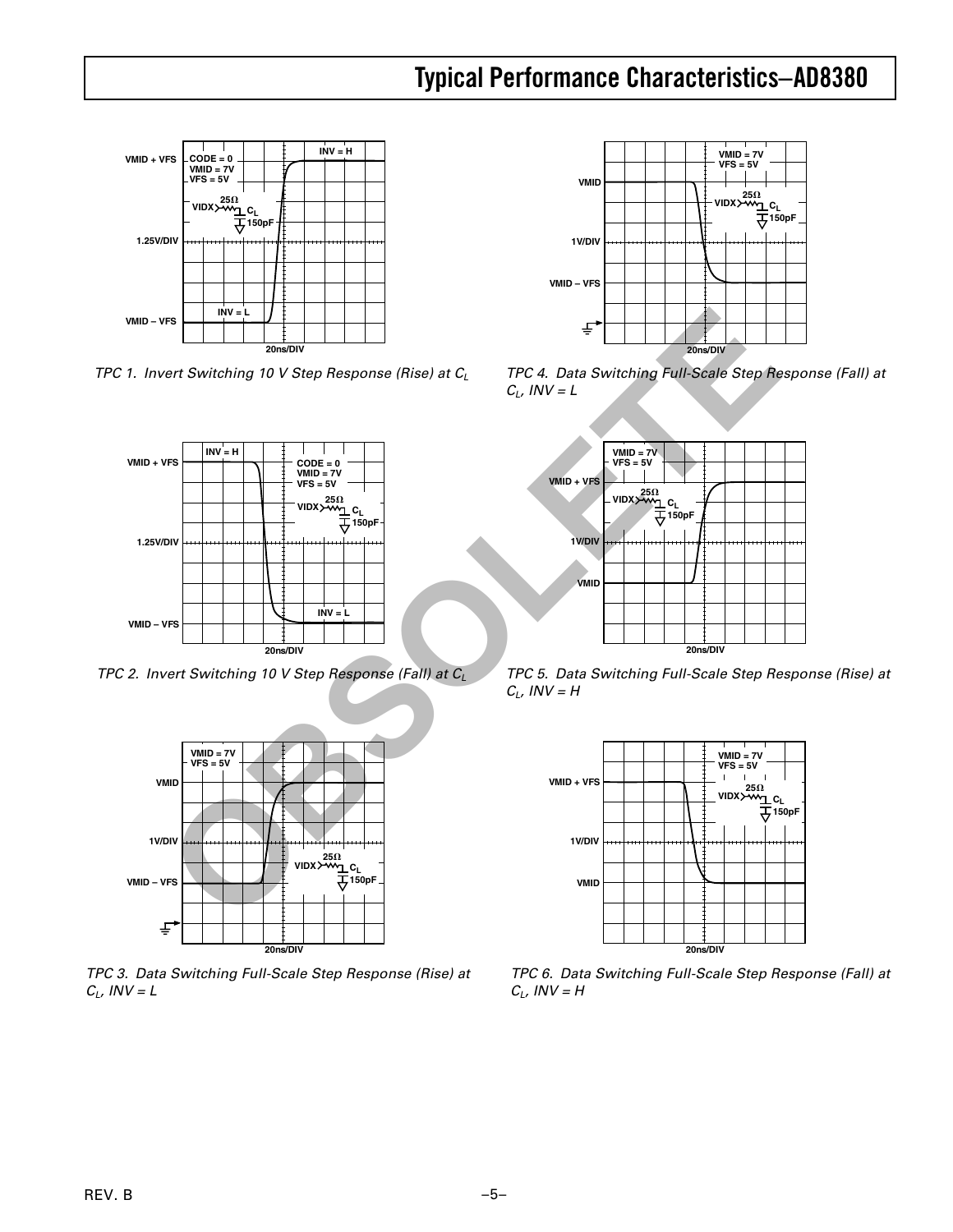# Typical Performance Characteristics–AD8380

TPC 1. Invert Switching 10 V Step Response (Rise) at $C_L$

TPC 2. Invert Switching 10 V Step Response (Fall) at $C_L$

TPC 3. Data Switching Full-Scale Step Response (Rise) at $C_L$, INV = L

TPC 4. Data Switching Full-Scale Step Response (Fall) at $C_L$, INV = L

TPC 5. Data Switching Full-Scale Step Response (Rise) at $C_L$, INV = H

TPC 6. Data Switching Full-Scale Step Response (Fall) at $C_L$, INV = H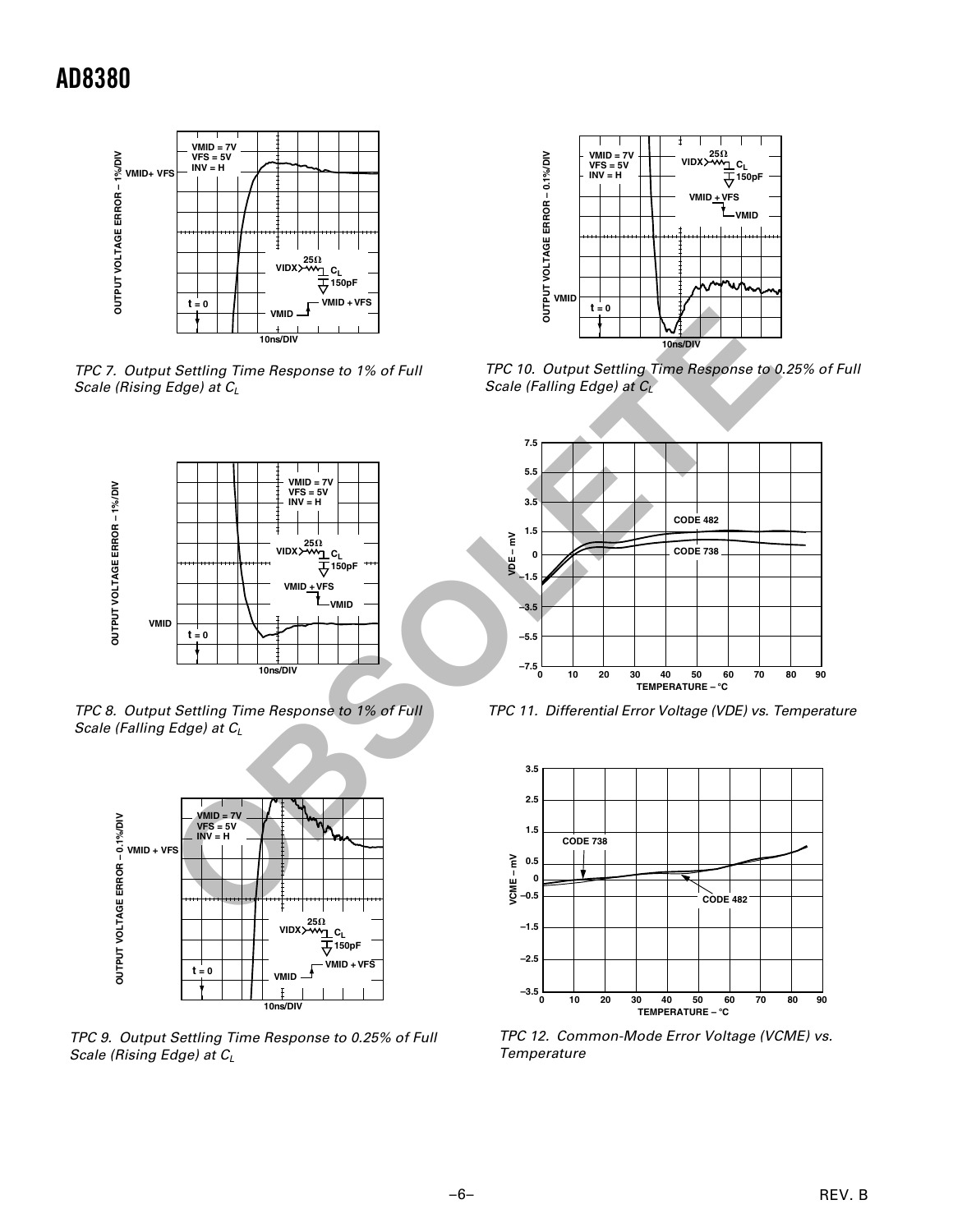TPC 7. Output Settling Time Response to 1% of Full Scale (Rising Edge) at $C_L$

TPC 8. Output Settling Time Response to 1% of Full Scale (Falling Edge) at $C_L$

TPC 9. Output Settling Time Response to 0.25% of Full Scale (Rising Edge) at $C_L$

TPC 10. Output Settling Time Response to 0.25% of Full Scale (Falling Edge) at $C_L$

TPC 11. Differential Error Voltage (VDE) vs. Temperature

TPC 12. Common-Mode Error Voltage (VCME) vs. Temperature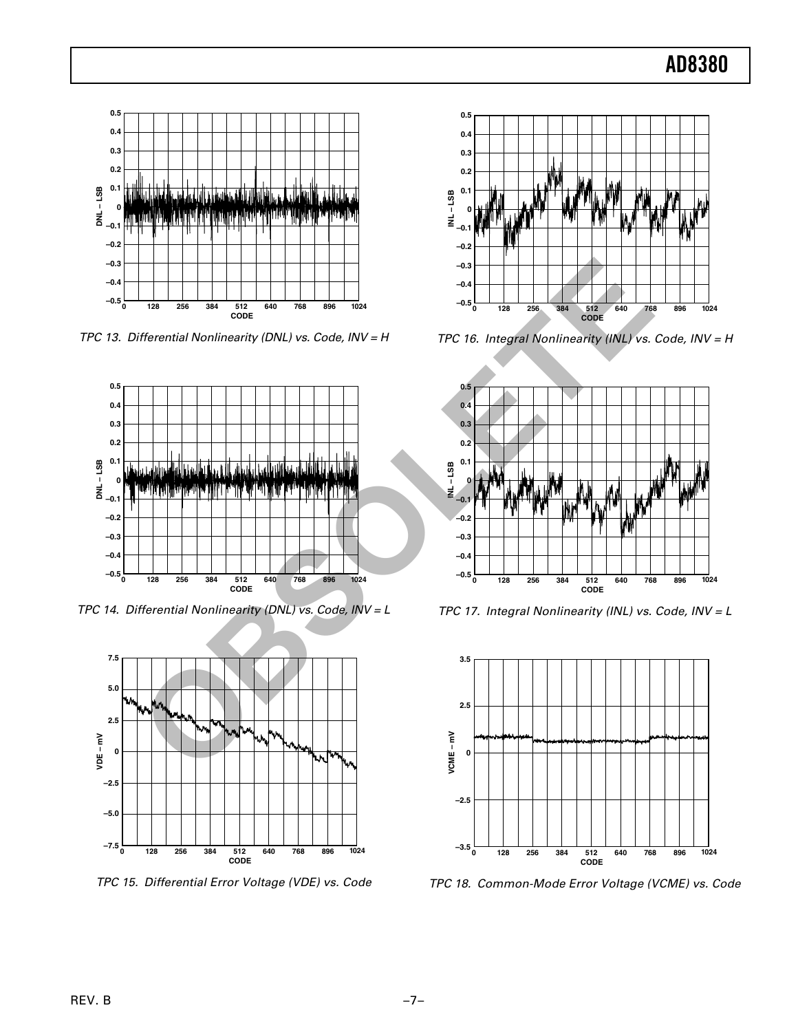TPC 13. Differential Nonlinearity (DNL) vs. Code, INV = H

TPC 16. Integral Nonlinearity (INL) vs. Code, INV = H

TPC 14. Differential Nonlinearity (DNL) vs. Code, INV = L

TPC 17. Integral Nonlinearity (INL) vs. Code, INV = L

TPC 15. Differential Error Voltage (VDE) vs. Code

TPC 18. Common-Mode Error Voltage (VCME) vs. Code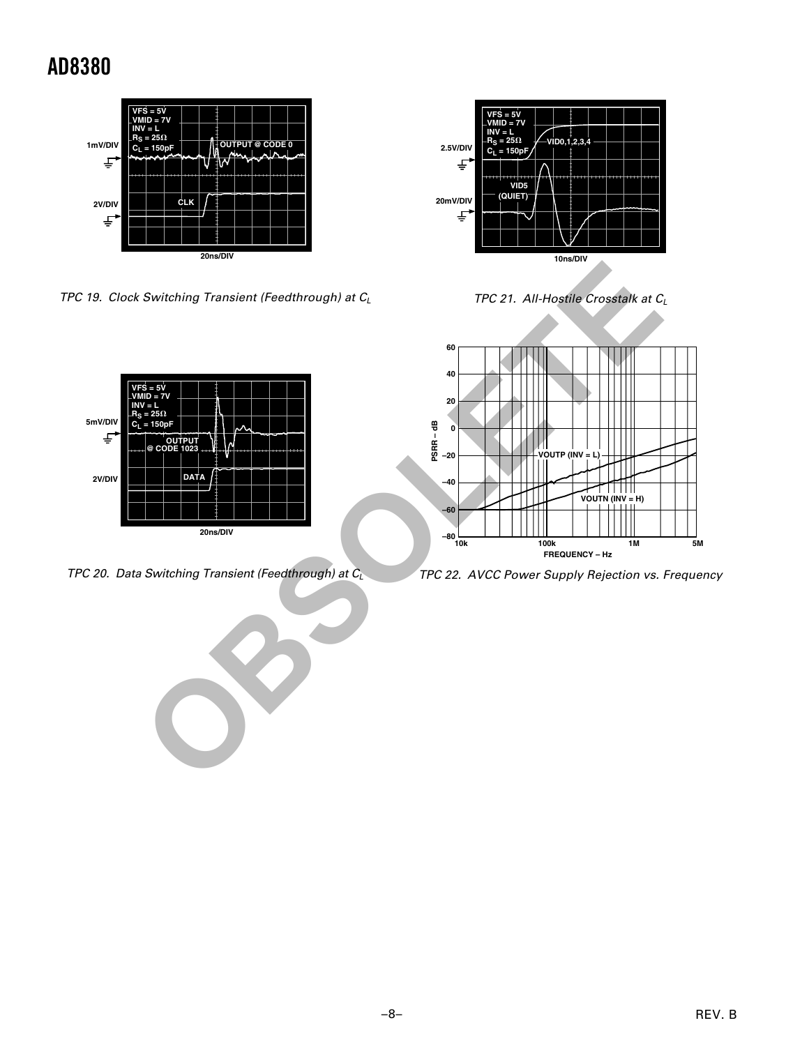TPC 19. Clock Switching Transient (Feedthrough) at $C_L$

TPC 20. Data Switching Transient (Feedthrough) at $C_L$

TPC 21. All-Hostile Crosstalk at $C_L$

TPC 22. AVCC Power Supply Rejection vs. Frequency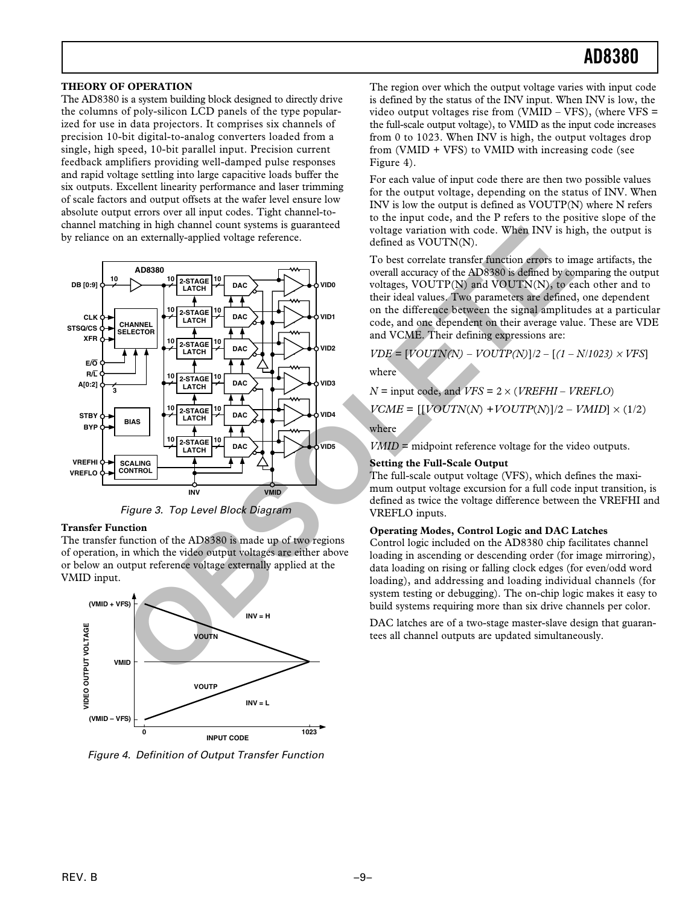## THEORY OF OPERATION

The AD8380 is a system building block designed to directly drive the columns of poly-silicon LCD panels of the type popularized for use in data projectors. It comprises six channels of precision 10-bit digital-to-analog converters loaded from a single, high speed, 10-bit parallel input. Precision current feedback amplifiers providing well-damped pulse responses and rapid voltage settling into large capacitive loads buffer the six outputs. Excellent linearity performance and laser trimming of scale factors and output offsets at the wafer level ensure low absolute output errors over all input codes. Tight channel-to-channel matching in high channel count systems is guaranteed by reliance on an externally-applied voltage reference.

Figure 3. Top Level Block Diagram

### Transfer Function

The transfer function of the AD8380 is made up of two regions of operation, in which the video output voltages are either above or below an output reference voltage externally applied at the VMID input.

Figure 4. Definition of Output Transfer Function

The region over which the output voltage varies with input code is defined by the status of the INV input. When INV is low, the video output voltages rise from (VMID – VFS), (where VFS = the full-scale output voltage), to VMID as the input code increases from 0 to 1023. When INV is high, the output voltages drop from (VMID + VFS) to VMID with increasing code (see Figure 4).

For each value of input code there are then two possible values for the output voltage, depending on the status of INV. When INV is low the output is defined as VOUTP(N) where N refers to the input code, and the P refers to the positive slope of the voltage variation with code. When INV is high, the output is defined as VOUTN(N).

To best correlate transfer function errors to image artifacts, the overall accuracy of the AD8380 is defined by comparing the output voltages, VOUTP(N) and VOUTN(N), to each other and to their ideal values. Two parameters are defined, one dependent on the difference between the signal amplitudes at a particular code, and one dependent on their average value. These are VDE and VCME. Their defining expressions are:

$$VDE = [VOUTN(N) - VOUTP(N)]/2 - [(1 - N/1023) \times VFS]$$

where

$N$ = input code, and $VFS = 2 \times (VREFHI - VREFLO)$

$$VCME = [[VOUTN(N) + VOUTP(N)]/2 - VMID] \times (1/2)$$

where

$VMID$ = midpoint reference voltage for the video outputs.

### Setting the Full-Scale Output

The full-scale output voltage (VFS), which defines the maximum output voltage excursion for a full code input transition, is defined as twice the voltage difference between the VREFHI and VREFLO inputs.

### Operating Modes, Control Logic and DAC Latches

Control logic included on the AD8380 chip facilitates channel loading in ascending or descending order (for image mirroring), data loading on rising or falling clock edges (for even/odd word loading), and addressing and loading individual channels (for system testing or debugging). The on-chip logic makes it easy to build systems requiring more than six drive channels per color.

DAC latches are of a two-stage master-slave design that guarantees all channel outputs are updated simultaneously.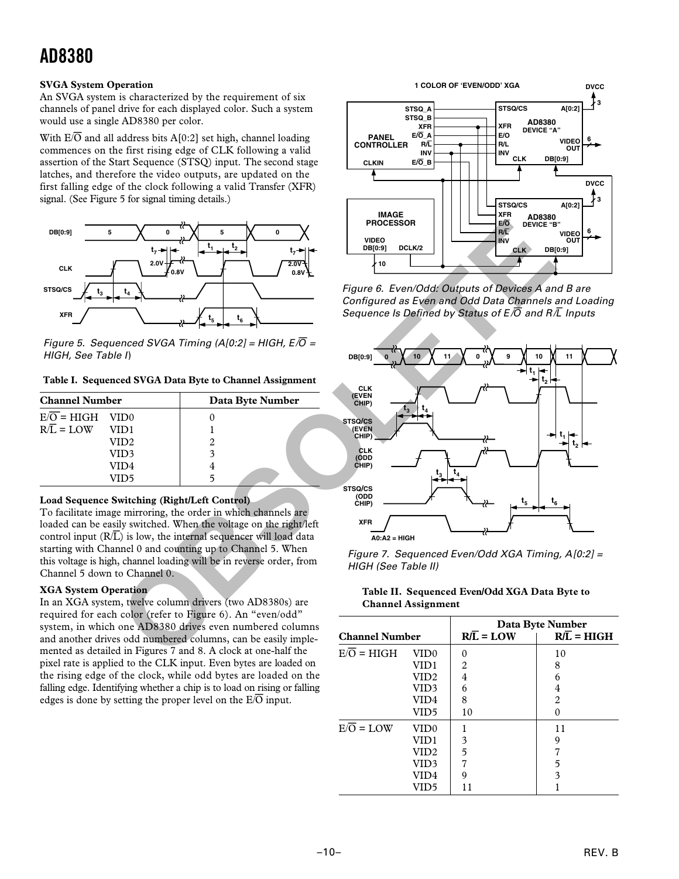### SVGA System Operation

An SVGA system is characterized by the requirement of six channels of panel drive for each displayed color. Such a system would use a single AD8380 per color.

With E/$\overline{O}$ and all address bits A[0:2] set high, channel loading commences on the first rising edge of CLK following a valid assertion of the Start Sequence (STSQ) input. The second stage latches, and therefore the video outputs, are updated on the first falling edge of the clock following a valid Transfer (XFR) signal. (See Figure 5 for signal timing details.)

*Figure 5. Sequenced SVGA Timing (A[0:2] = HIGH, E/$\overline{O}$ = HIGH, See Table I)*

**Table I. Sequenced SVGA Data Byte to Channel Assignment**

| Channel Number | | Data Byte Number |
|---|---|---|
| E/$\overline{O}$ = HIGH | VID0 | 0 |
| R/$\overline{L}$ = LOW | VID1 | 1 |
| | VID2 | 2 |
| | VID3 | 3 |
| | VID4 | 4 |
| | VID5 | 5 |

### Load Sequence Switching (Right/Left Control)

To facilitate image mirroring, the order in which channels are loaded can be easily switched. When the voltage on the right/left control input (R/$\overline{L}$) is low, the internal sequencer will load data starting with Channel 0 and counting up to Channel 5. When this voltage is high, channel loading will be in reverse order, from Channel 5 down to Channel 0.

### XGA System Operation

In an XGA system, twelve column drivers (two AD8380s) are required for each color (refer to Figure 6). An "even/odd" system, in which one AD8380 drives even numbered columns and another drives odd numbered columns, can be easily implemented as detailed in Figures 7 and 8. A clock at one-half the pixel rate is applied to the CLK input. Even bytes are loaded on the rising edge of the clock, while odd bytes are loaded on the falling edge. Identifying whether a chip is to load on rising or falling edges is done by setting the proper level on the E/$\overline{O}$ input.

*Figure 6. Even/Odd: Outputs of Devices A and B are Configured as Even and Odd Data Channels and Loading Sequence Is Defined by Status of E/$\overline{O}$ and R/$\overline{L}$ Inputs*

*Figure 7. Sequenced Even/Odd XGA Timing, A[0:2] = HIGH (See Table II)*

**Table II. Sequenced Even/Odd XGA Data Byte to Channel Assignment**

| Channel Number | | Data Byte Number | |
|---|---|---|---|
| | | R/$\overline{L}$ = LOW | R/$\overline{L}$ = HIGH |
| E/$\overline{O}$ = HIGH | VID0 | 0 | 10 |
| | VID1 | 2 | 8 |
| | VID2 | 4 | 6 |
| | VID3 | 6 | 4 |
| | VID4 | 8 | 2 |
| | VID5 | 10 | 0 |
| E/$\overline{O}$ = LOW | VID0 | 1 | 11 |
| | VID1 | 3 | 9 |
| | VID2 | 5 | 7 |
| | VID3 | 7 | 5 |
| | VID4 | 9 | 3 |
| | VID5 | 11 | 1 |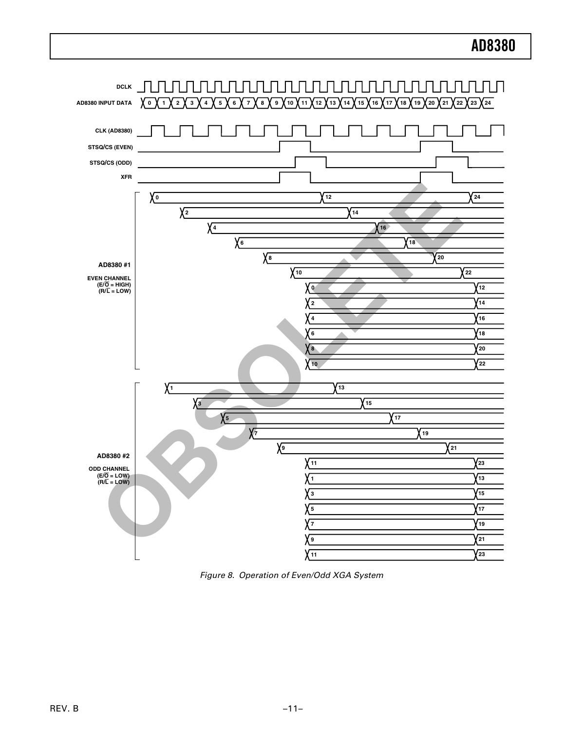Figure 8. Operation of Even/Odd XGA System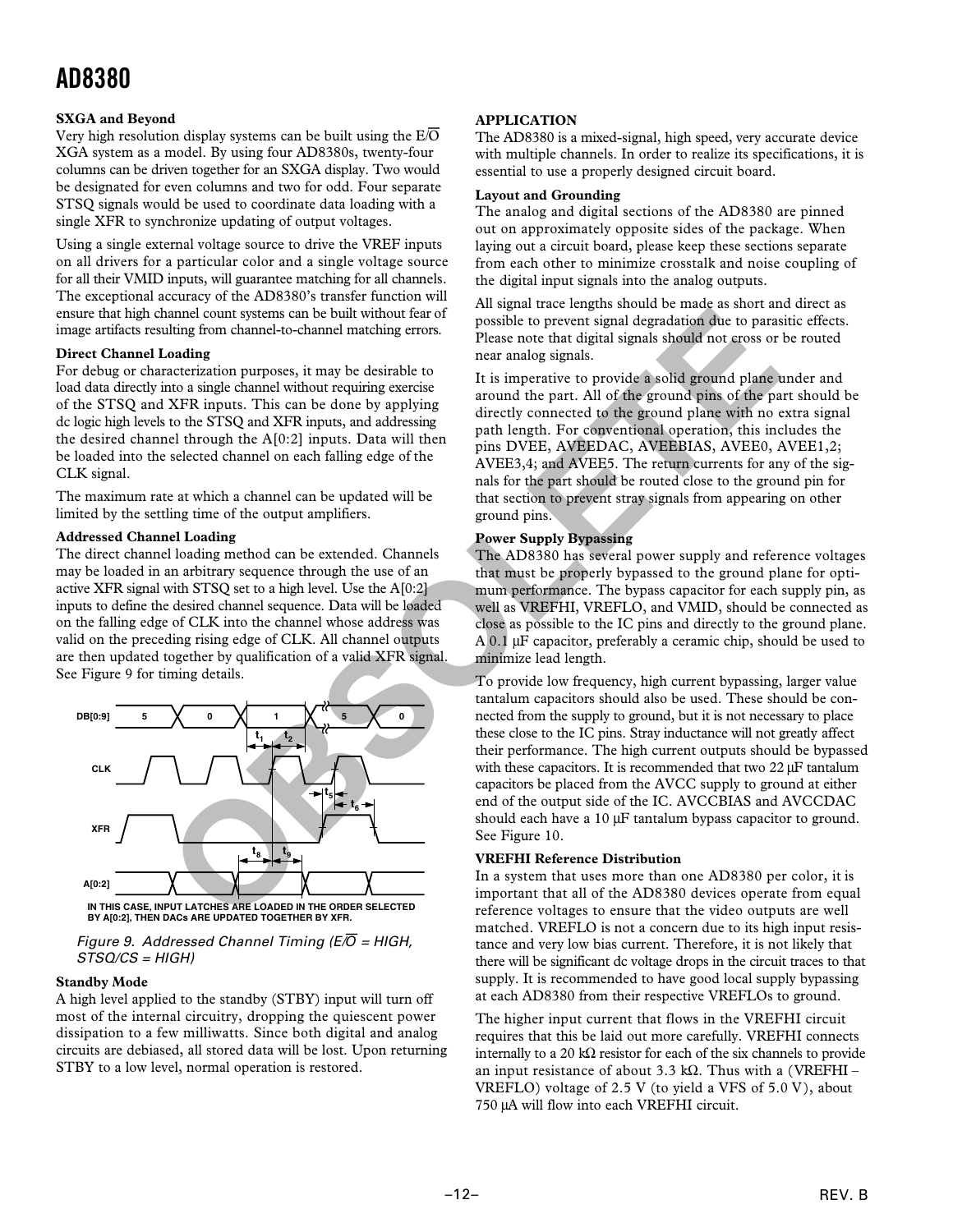**SXGA and Beyond**

Very high resolution display systems can be built using the E/$\overline{O}$ XGA system as a model. By using four AD8380s, twenty-four columns can be driven together for an SXGA display. Two would be designated for even columns and two for odd. Four separate STSQ signals would be used to coordinate data loading with a single XFR to synchronize updating of output voltages.

Using a single external voltage source to drive the VREF inputs on all drivers for a particular color and a single voltage source for all their VMID inputs, will guarantee matching for all channels. The exceptional accuracy of the AD8380's transfer function will ensure that high channel count systems can be built without fear of image artifacts resulting from channel-to-channel matching errors.

**Direct Channel Loading**

For debug or characterization purposes, it may be desirable to load data directly into a single channel without requiring exercise of the STSQ and XFR inputs. This can be done by applying dc logic high levels to the STSQ and XFR inputs, and addressing the desired channel through the A[0:2] inputs. Data will then be loaded into the selected channel on each falling edge of the CLK signal.

The maximum rate at which a channel can be updated will be limited by the settling time of the output amplifiers.

**Addressed Channel Loading**

The direct channel loading method can be extended. Channels may be loaded in an arbitrary sequence through the use of an active XFR signal with STSQ set to a high level. Use the A[0:2] inputs to define the desired channel sequence. Data will be loaded on the falling edge of CLK into the channel whose address was valid on the preceding rising edge of CLK. All channel outputs are then updated together by qualification of a valid XFR signal. See Figure 9 for timing details.

IN THIS CASE, INPUT LATCHES ARE LOADED IN THE ORDER SELECTED BY A[0:2], THEN DACs ARE UPDATED TOGETHER BY XFR.

*Figure 9. Addressed Channel Timing (E/$\overline{O}$ = HIGH, STSQ/CS = HIGH)*

**Standby Mode**

A high level applied to the standby (STBY) input will turn off most of the internal circuitry, dropping the quiescent power dissipation to a few milliwatts. Since both digital and analog circuits are debiased, all stored data will be lost. Upon returning STBY to a low level, normal operation is restored.

**APPLICATION**

The AD8380 is a mixed-signal, high speed, very accurate device with multiple channels. In order to realize its specifications, it is essential to use a properly designed circuit board.

**Layout and Grounding**

The analog and digital sections of the AD8380 are pinned out on approximately opposite sides of the package. When laying out a circuit board, please keep these sections separate from each other to minimize crosstalk and noise coupling of the digital input signals into the analog outputs.

All signal trace lengths should be made as short and direct as possible to prevent signal degradation due to parasitic effects. Please note that digital signals should not cross or be routed near analog signals.

It is imperative to provide a solid ground plane under and around the part. All of the ground pins of the part should be directly connected to the ground plane with no extra signal path length. For conventional operation, this includes the pins DVEE, AVEEDAC, AVEEBIAS, AVEE0, AVEE1,2; AVEE3,4; and AVEE5. The return currents for any of the signals for the part should be routed close to the ground pin for that section to prevent stray signals from appearing on other ground pins.

**Power Supply Bypassing**

The AD8380 has several power supply and reference voltages that must be properly bypassed to the ground plane for optimum performance. The bypass capacitor for each supply pin, as well as VREFHI, VREFLO, and VMID, should be connected as close as possible to the IC pins and directly to the ground plane. A 0.1 μF capacitor, preferably a ceramic chip, should be used to minimize lead length.

To provide low frequency, high current bypassing, larger value tantalum capacitors should also be used. These should be connected from the supply to ground, but it is not necessary to place these close to the IC pins. Stray inductance will not greatly affect their performance. The high current outputs should be bypassed with these capacitors. It is recommended that two 22 μF tantalum capacitors be placed from the AVCC supply to ground at either end of the output side of the IC. AVCCBIAS and AVCCDAC should each have a 10 μF tantalum bypass capacitor to ground. See Figure 10.

**VREFHI Reference Distribution**

In a system that uses more than one AD8380 per color, it is important that all of the AD8380 devices operate from equal reference voltages to ensure that the video outputs are well matched. VREFLO is not a concern due to its high input resistance and very low bias current. Therefore, it is not likely that there will be significant dc voltage drops in the circuit traces to that supply. It is recommended to have good local supply bypassing at each AD8380 from their respective VREFLOs to ground.

The higher input current that flows in the VREFHI circuit requires that this be laid out more carefully. VREFHI connects internally to a 20 kΩ resistor for each of the six channels to provide an input resistance of about 3.3 kΩ. Thus with a (VREFHI – VREFLO) voltage of 2.5 V (to yield a VFS of 5.0 V), about 750 μA will flow into each VREFHI circuit.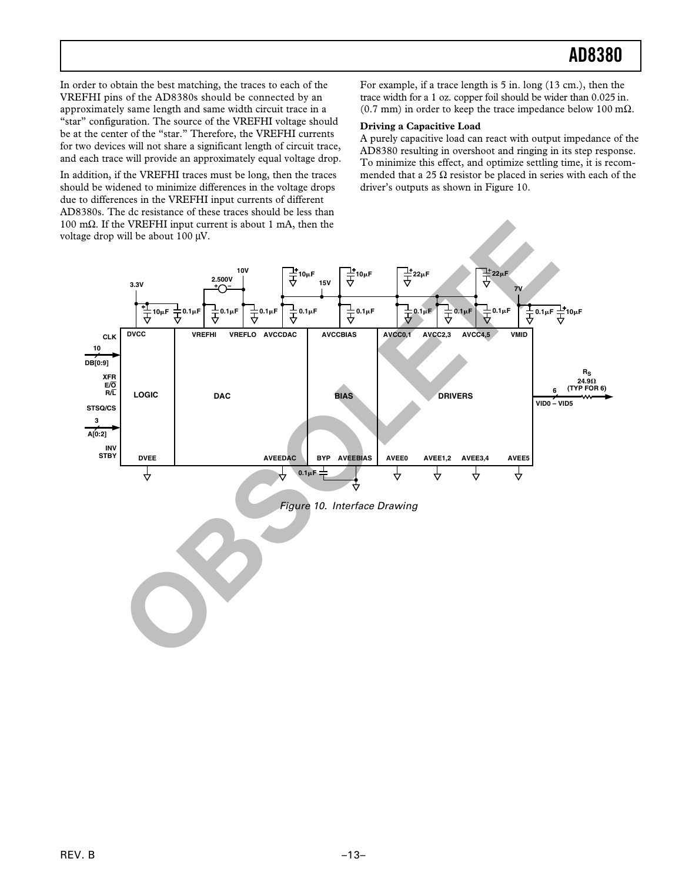In order to obtain the best matching, the traces to each of the VREFHI pins of the AD8380s should be connected by an approximately same length and same width circuit trace in a "star" configuration. The source of the VREFHI voltage should be at the center of the "star." Therefore, the VREFHI currents for two devices will not share a significant length of circuit trace, and each trace will provide an approximately equal voltage drop.

In addition, if the VREFHI traces must be long, then the traces should be widened to minimize differences in the voltage drops due to differences in the VREFHI input currents of different AD8380s. The dc resistance of these traces should be less than 100 mΩ. If the VREFHI input current is about 1 mA, then the voltage drop will be about 100 μV.

For example, if a trace length is 5 in. long (13 cm.), then the trace width for a 1 oz. copper foil should be wider than 0.025 in. (0.7 mm) in order to keep the trace impedance below 100 mΩ.

**Driving a Capacitive Load**

A purely capacitive load can react with output impedance of the AD8380 resulting in overshoot and ringing in its step response. To minimize this effect, and optimize settling time, it is recommended that a 25 Ω resistor be placed in series with each of the driver's outputs as shown in Figure 10.

*Figure 10. Interface Drawing*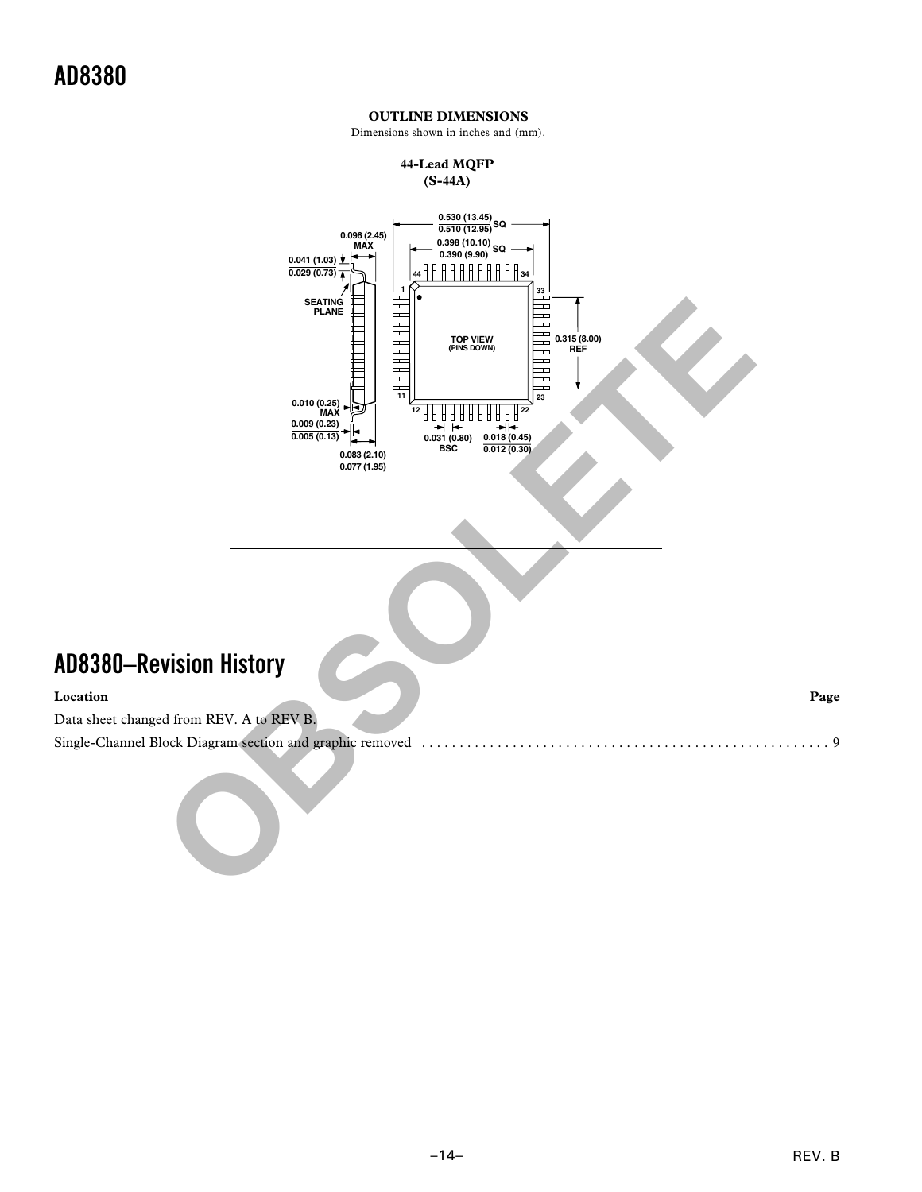## OUTLINE DIMENSIONS

Dimensions shown in inches and (mm).

### 44-Lead MQFP (S-44A)

0.530 (13.45) / 0.510 (12.95) SQ

0.398 (10.10) / 0.390 (9.90) SQ

0.096 (2.45) MAX

0.041 (1.03) / 0.029 (0.73)

SEATING PLANE

TOP VIEW (PINS DOWN)

0.315 (8.00) REF

0.010 (0.25) MAX

0.009 (0.23) / 0.005 (0.13)

0.083 (2.10) / 0.077 (1.95)

0.031 (0.80) BSC

0.018 (0.45) / 0.012 (0.30)

# AD8380–Revision History

| Location | Page |
|---|---|
| Data sheet changed from REV. A to REV B. | |
| Single-Channel Block Diagram section and graphic removed | 9 |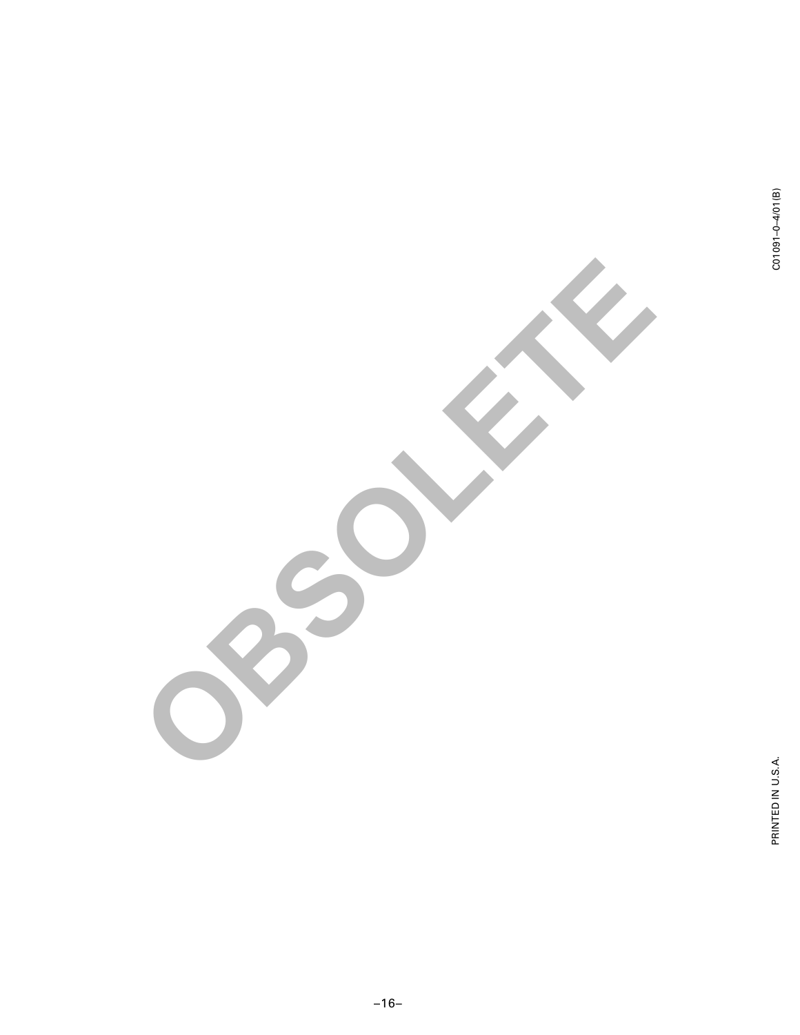OBSOLETE

C01091–0–4/01(B)

PRINTED IN U.S.A.